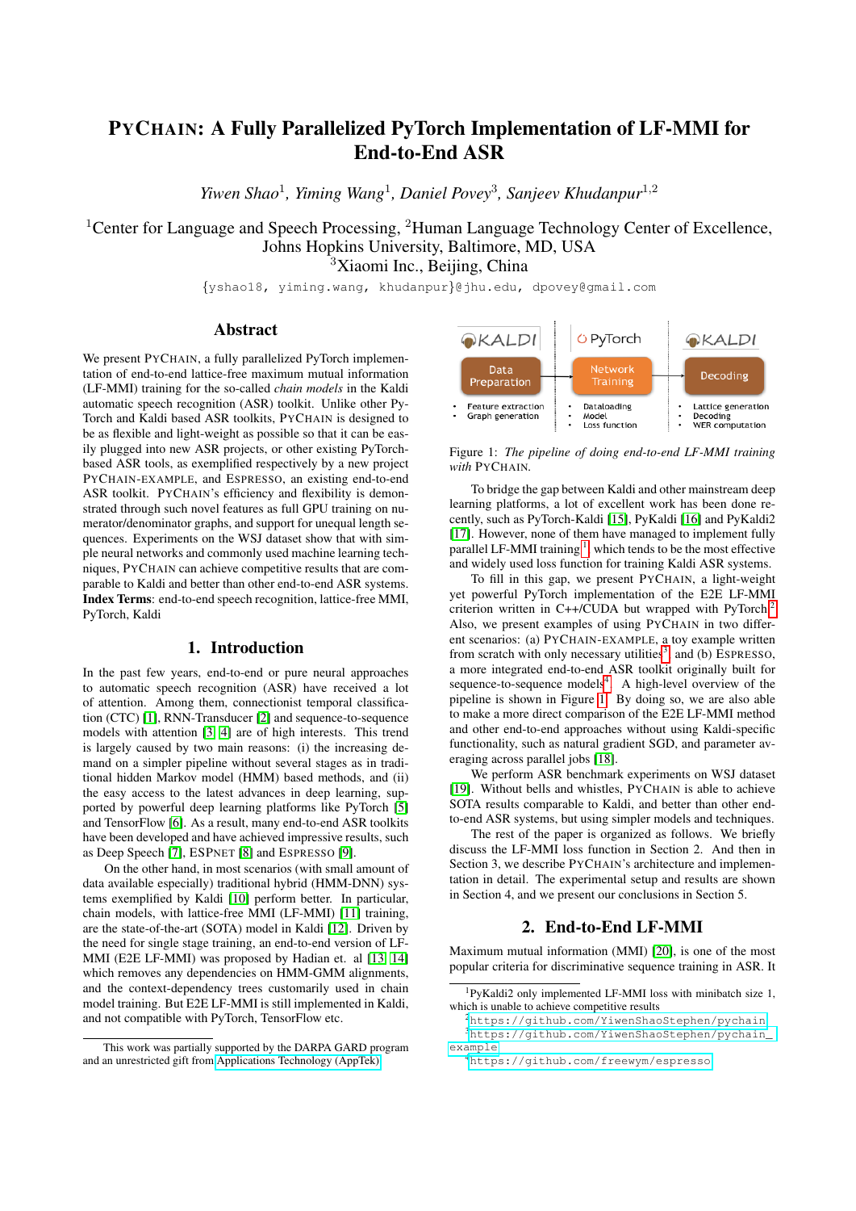# PyChain: A Fully Parallelized PyTorch Implementation of LF-MMI for End-to-End ASR

*Yiwen Shao*[1], *Yiming Wang*[1], *Daniel Povey*[3], *Sanjeev Khudanpur*[1,2]

[1]Center for Language and Speech Processing, [2]Human Language Technology Center of Excellence, Johns Hopkins University, Baltimore, MD, USA
[3]Xiaomi Inc., Beijing, China

{yshao18, yiming.wang, khudanpur}@jhu.edu, dpovey@gmail.com

## Abstract

We present PyChain, a fully parallelized PyTorch implementation of end-to-end lattice-free maximum mutual information (LF-MMI) training for the so-called *chain models* in the Kaldi automatic speech recognition (ASR) toolkit. Unlike other PyTorch and Kaldi based ASR toolkits, PyChain is designed to be as flexible and light-weight as possible so that it can be easily plugged into new ASR projects, or other existing PyTorch-based ASR tools, as exemplified respectively by a new project PyChain-example, and Espresso, an existing end-to-end ASR toolkit. PyChain's efficiency and flexibility is demonstrated through such novel features as full GPU training on numerator/denominator graphs, and support for unequal length sequences. Experiments on the WSJ dataset show that with simple neural networks and commonly used machine learning techniques, PyChain can achieve competitive results that are comparable to Kaldi and better than other end-to-end ASR systems.

**Index Terms**: end-to-end speech recognition, lattice-free MMI, PyTorch, Kaldi

## 1. Introduction

In the past few years, end-to-end or pure neural approaches to automatic speech recognition (ASR) have received a lot of attention. Among them, connectionist temporal classification (CTC) [1], RNN-Transducer [2] and sequence-to-sequence models with attention [3, 4] are of high interests. This trend is largely caused by two main reasons: (i) the increasing demand on a simpler pipeline without several stages as in traditional hidden Markov model (HMM) based methods, and (ii) the easy access to the latest advances in deep learning, supported by powerful deep learning platforms like PyTorch [5] and TensorFlow [6]. As a result, many end-to-end ASR toolkits have been developed and have achieved impressive results, such as Deep Speech [7], ESPnet [8] and Espresso [9].

On the other hand, in most scenarios (with small amount of data available especially) traditional hybrid (HMM-DNN) systems exemplified by Kaldi [10] perform better. In particular, chain models, with lattice-free MMI (LF-MMI) [11] training, are the state-of-the-art (SOTA) model in Kaldi [12]. Driven by the need for single stage training, an end-to-end version of LF-MMI (E2E LF-MMI) was proposed by Hadian et. al [13, 14] which removes any dependencies on HMM-GMM alignments, and the context-dependency trees customarily used in chain model training. But E2E LF-MMI is still implemented in Kaldi, and not compatible with PyTorch, TensorFlow etc.

KALDI | PyTorch | KALDI

Data Preparation → Network Training → Decoding

- Feature extraction
- Graph generation

- Dataloading
- Model
- Loss function

- Lattice generation
- Decoding
- WER computation

Figure 1: *The pipeline of doing end-to-end LF-MMI training with* PyChain.

To bridge the gap between Kaldi and other mainstream deep learning platforms, a lot of excellent work has been done recently, such as PyTorch-Kaldi [15], PyKaldi [16] and PyKaldi2 [17]. However, none of them have managed to implement fully parallel LF-MMI training[1], which tends to be the most effective and widely used loss function for training Kaldi ASR systems.

To fill in this gap, we present PyChain, a light-weight yet powerful PyTorch implementation of the E2E LF-MMI criterion written in C++/CUDA but wrapped with PyTorch[2]. Also, we present examples of using PyChain in two different scenarios: (a) PyChain-example, a toy example written from scratch with only necessary utilities[3], and (b) Espresso, a more integrated end-to-end ASR toolkit originally built for sequence-to-sequence models[4]. A high-level overview of the pipeline is shown in Figure 1. By doing so, we are also able to make a more direct comparison of the E2E LF-MMI method and other end-to-end approaches without using Kaldi-specific functionality, such as natural gradient SGD, and parameter averaging across parallel jobs [18].

We perform ASR benchmark experiments on WSJ dataset [19]. Without bells and whistles, PyChain is able to achieve SOTA results comparable to Kaldi, and better than other end-to-end ASR systems, but using simpler models and techniques.

The rest of the paper is organized as follows. We briefly discuss the LF-MMI loss function in Section 2. And then in Section 3, we describe PyChain's architecture and implementation in detail. The experimental setup and results are shown in Section 4, and we present our conclusions in Section 5.

## 2. End-to-End LF-MMI

Maximum mutual information (MMI) [20], is one of the most popular criteria for discriminative sequence training in ASR. It

---

This work was partially supported by the DARPA GARD program and an unrestricted gift from Applications Technology (AppTek).

[1]PyKaldi2 only implemented LF-MMI loss with minibatch size 1, which is unable to achieve competitive results

[2]https://github.com/YiwenShaoStephen/pychain

[3]https://github.com/YiwenShaoStephen/pychain_example

[4]https://github.com/freewym/espresso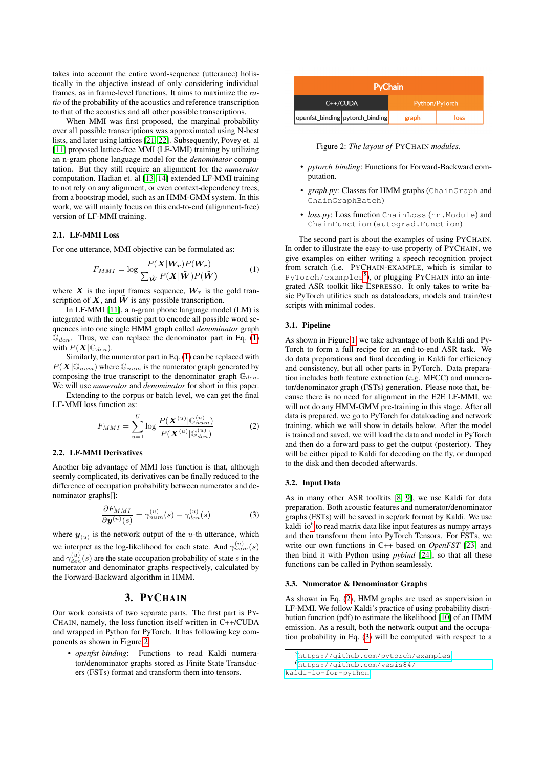takes into account the entire word-sequence (utterance) holistically in the objective instead of only considering individual frames, as in frame-level functions. It aims to maximize the *ratio* of the probability of the acoustics and reference transcription to that of the acoustics and all other possible transcriptions.

When MMI was first proposed, the marginal probability over all possible transcriptions was approximated using N-best lists, and later using lattices [21, 22]. Subsequently, Povey et. al [11] proposed lattice-free MMI (LF-MMI) training by utilizing an n-gram phone language model for the *denominator* computation. But they still require an alignment for the *numerator* computation. Hadian et. al [13, 14] extended LF-MMI training to not rely on any alignment, or even context-dependency trees, from a bootstrap model, such as an HMM-GMM system. In this work, we will mainly focus on this end-to-end (alignment-free) version of LF-MMI training.

### 2.1. LF-MMI Loss

For one utterance, MMI objective can be formulated as:

$$F_{MMI} = \log \frac{P(\boldsymbol{X}|\boldsymbol{W_r})P(\boldsymbol{W_r})}{\sum_{\hat{\boldsymbol{W}}} P(\boldsymbol{X}|\hat{\boldsymbol{W}})P(\hat{\boldsymbol{W}})} \tag{1}$$

where $\boldsymbol{X}$ is the input frames sequence, $\boldsymbol{W_r}$ is the gold transcription of $\boldsymbol{X}$, and $\hat{\boldsymbol{W}}$ is any possible transcription.

In LF-MMI [11], a n-gram phone language model (LM) is integrated with the acoustic part to encode all possible word sequences into one single HMM graph called *denominator* graph $\mathbb{G}_{den}$. Thus, we can replace the denominator part in Eq. (1) with $P(\boldsymbol{X}|\mathbb{G}_{den})$.

Similarly, the numerator part in Eq. (1) can be replaced with $P(\boldsymbol{X}|\mathbb{G}_{num})$ where $\mathbb{G}_{num}$ is the numerator graph generated by composing the true transcript to the denominator graph $\mathbb{G}_{den}$. We will use *numerator* and *denominator* for short in this paper.

Extending to the corpus or batch level, we can get the final LF-MMI loss function as:

$$F_{MMI} = \sum_{u=1}^{U} \log \frac{P(\boldsymbol{X}^{(u)}|\mathbb{G}_{num}^{(u)})}{P(\boldsymbol{X}^{(u)}|\mathbb{G}_{den}^{(u)})} \tag{2}$$

### 2.2. LF-MMI Derivatives

Another big advantage of MMI loss function is that, although seemly complicated, its derivatives can be finally reduced to the difference of occupation probability between numerator and denominator graphs[].

$$\frac{\partial F_{MMI}}{\partial \boldsymbol{y}^{(u)}(s)} = \gamma_{num}^{(u)}(s) - \gamma_{den}^{(u)}(s) \tag{3}$$

where $\boldsymbol{y}_{(u)}$ is the network output of the $u$-th utterance, which we interpret as the log-likelihood for each state. And $\gamma_{num}^{(u)}(s)$ and $\gamma_{den}^{(u)}(s)$ are the state occupation probability of state $s$ in the numerator and denominator graphs respectively, calculated by the Forward-Backward algorithm in HMM.

## 3. PyChain

Our work consists of two separate parts. The first part is PyChain, namely, the loss function itself written in C++/CUDA and wrapped in Python for PyTorch. It has following key components as shown in Figure 2.

- *openfst_binding*: Functions to read Kaldi numerator/denominator graphs stored as Finite State Transducers (FSTs) format and transform them into tensors.

PyChain
C++/CUDA
Python/PyTorch
openfst_binding
pytorch_binding
graph
loss

Figure 2: *The layout of* PyChain *modules.*

- *pytorch_binding*: Functions for Forward-Backward computation.
- *graph.py*: Classes for HMM graphs (`ChainGraph` and `ChainGraphBatch`)
- *loss.py*: Loss function `ChainLoss` (`nn.Module`) and `ChainFunction` (`autograd.Function`)

The second part is about the examples of using PyChain. In order to illustrate the easy-to-use property of PyChain, we give examples on either writing a speech recognition project from scratch (i.e. PyChain-example, which is similar to `PyTorch/examples`[5]), or plugging PyChain into an integrated ASR toolkit like Espresso. It only takes to write basic PyTorch utilities such as dataloaders, models and train/test scripts with minimal codes.

### 3.1. Pipeline

As shown in Figure 1, we take advantage of both Kaldi and PyTorch to form a full recipe for an end-to-end ASR task. We do data preparations and final decoding in Kaldi for efficiency and consistency, but all other parts in PyTorch. Data preparation includes both feature extraction (e.g. MFCC) and numerator/denominator graph (FSTs) generation. Please note that, because there is no need for alignment in the E2E LF-MMI, we will not do any HMM-GMM pre-training in this stage. After all data is prepared, we go to PyTorch for dataloading and network training, which we will show in details below. After the model is trained and saved, we will load the data and model in PyTorch and then do a forward pass to get the output (posterior). They will be either piped to Kaldi for decoding on the fly, or dumped to the disk and then decoded afterwards.

### 3.2. Input Data

As in many other ASR toolkits [8, 9], we use Kaldi for data preparation. Both acoustic features and numerator/denominator graphs (FSTs) will be saved in scp/ark format by Kaldi. We use kaldi_io[6] to read matrix data like input features as numpy arrays and then transform them into PyTorch Tensors. For FSTs, we write our own functions in C++ based on *OpenFST* [23] and then bind it with Python using *pybind* [24], so that all these functions can be called in Python seamlessly.

### 3.3. Numerator & Denominator Graphs

As shown in Eq. (2), HMM graphs are used as supervision in LF-MMI. We follow Kaldi's practice of using probability distribution function (pdf) to estimate the likelihood [10] of an HMM emission. As a result, both the network output and the occupation probability in Eq. (3) will be computed with respect to a

[5] `https://github.com/pytorch/examples`

[6] `https://github.com/vesis84/kaldi-io-for-python`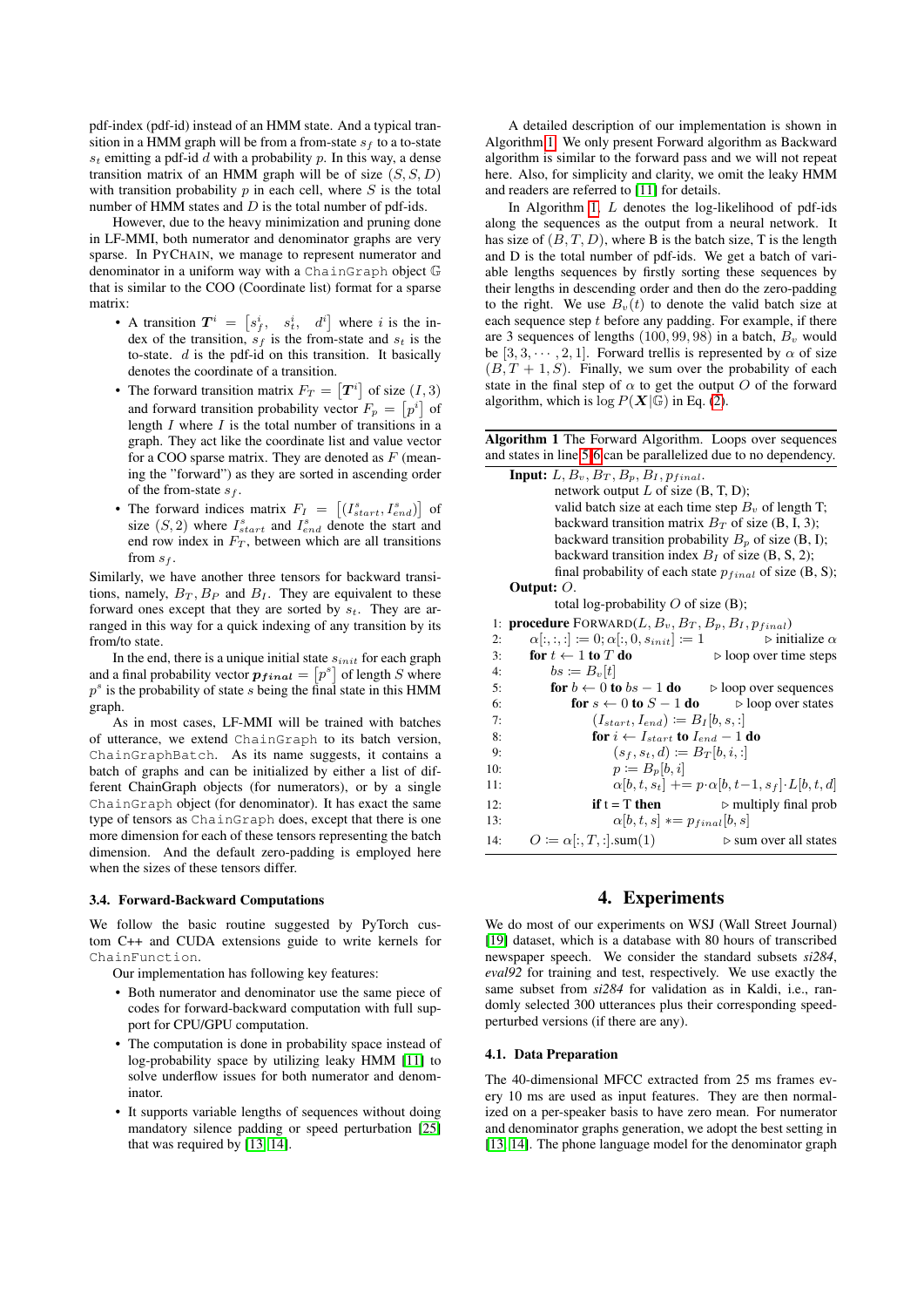pdf-index (pdf-id) instead of an HMM state. And a typical transition in a HMM graph will be from a from-state $s_f$ to a to-state $s_t$ emitting a pdf-id $d$ with a probability $p$. In this way, a dense transition matrix of an HMM graph will be of size $(S, S, D)$ with transition probability $p$ in each cell, where $S$ is the total number of HMM states and $D$ is the total number of pdf-ids.

However, due to the heavy minimization and pruning done in LF-MMI, both numerator and denominator graphs are very sparse. In PyChain, we manage to represent numerator and denominator in a uniform way with a `ChainGraph` object $\mathbb{G}$ that is similar to the COO (Coordinate list) format for a sparse matrix:

- A transition $\boldsymbol{T}^i = \begin{bmatrix} s_f^i, & s_t^i, & d^i \end{bmatrix}$ where $i$ is the index of the transition, $s_f$ is the from-state and $s_t$ is the to-state. $d$ is the pdf-id on this transition. It basically denotes the coordinate of a transition.
- The forward transition matrix $F_T = \begin{bmatrix} \boldsymbol{T}^i \end{bmatrix}$ of size $(I, 3)$ and forward transition probability vector $F_p = \begin{bmatrix} p^i \end{bmatrix}$ of length $I$ where $I$ is the total number of transitions in a graph. They act like the coordinate list and value vector for a COO sparse matrix. They are denoted as $F$ (meaning the "forward") as they are sorted in ascending order of the from-state $s_f$.
- The forward indices matrix $F_I = \begin{bmatrix} (I_{start}^s, I_{end}^s) \end{bmatrix}$ of size $(S, 2)$ where $I_{start}^s$ and $I_{end}^s$ denote the start and end row index in $F_T$, between which are all transitions from $s_f$.

Similarly, we have another three tensors for backward transitions, namely, $B_T, B_P$ and $B_I$. They are equivalent to these forward ones except that they are sorted by $s_t$. They are arranged in this way for a quick indexing of any transition by its from/to state.

In the end, there is a unique initial state $s_{init}$ for each graph and a final probability vector $\boldsymbol{p_{final}} = \begin{bmatrix} p^s \end{bmatrix}$ of length $S$ where $p^s$ is the probability of state $s$ being the final state in this HMM graph.

As in most cases, LF-MMI will be trained with batches of utterance, we extend `ChainGraph` to its batch version, `ChainGraphBatch`. As its name suggests, it contains a batch of graphs and can be initialized by either a list of different ChainGraph objects (for numerators), or by a single `ChainGraph` object (for denominator). It has exact the same type of tensors as `ChainGraph` does, except that there is one more dimension for each of these tensors representing the batch dimension. And the default zero-padding is employed here when the sizes of these tensors differ.

### 3.4. Forward-Backward Computations

We follow the basic routine suggested by PyTorch custom C++ and CUDA extensions guide to write kernels for `ChainFunction`.

Our implementation has following key features:

- Both numerator and denominator use the same piece of codes for forward-backward computation with full support for CPU/GPU computation.
- The computation is done in probability space instead of log-probability space by utilizing leaky HMM [11] to solve underflow issues for both numerator and denominator.
- It supports variable lengths of sequences without doing mandatory silence padding or speed perturbation [25] that was required by [13, 14].

A detailed description of our implementation is shown in Algorithm 1. We only present Forward algorithm as Backward algorithm is similar to the forward pass and we will not repeat here. Also, for simplicity and clarity, we omit the leaky HMM and readers are referred to [11] for details.

In Algorithm 1, $L$ denotes the log-likelihood of pdf-ids along the sequences as the output from a neural network. It has size of $(B, T, D)$, where B is the batch size, T is the length and D is the total number of pdf-ids. We get a batch of variable lengths sequences by firstly sorting these sequences by their lengths in descending order and then do the zero-padding to the right. We use $B_v(t)$ to denote the valid batch size at each sequence step $t$ before any padding. For example, if there are 3 sequences of lengths $(100, 99, 98)$ in a batch, $B_v$ would be $[3, 3, \cdots, 2, 1]$. Forward trellis is represented by $\alpha$ of size $(B, T+1, S)$. Finally, we sum over the probability of each state in the final step of $\alpha$ to get the output $O$ of the forward algorithm, which is $\log P(\boldsymbol{X}|\mathbb{G})$ in Eq. (2).

**Algorithm 1** The Forward Algorithm. Loops over sequences and states in line 5/6 can be parallelized due to no dependency.

**Input:** $L, B_v, B_T, B_p, B_I, p_{final}$.
  network output $L$ of size (B, T, D);
  valid batch size at each time step $B_v$ of length T;
  backward transition matrix $B_T$ of size (B, I, 3);
  backward transition probability $B_p$ of size (B, I);
  backward transition index $B_I$ of size (B, S, 2);
  final probability of each state $p_{final}$ of size (B, S);
**Output:** $O$.
  total log-probability $O$ of size (B);

```
1:  procedure FORWARD(L, B_v, B_T, B_p, B_I, p_final)
2:      α[:,:,:] := 0; α[:,0,s_init] := 1              ▷ initialize α
3:      for t ← 1 to T do                             ▷ loop over time steps
4:          bs := B_v[t]
5:          for b ← 0 to bs − 1 do                    ▷ loop over sequences
6:              for s ← 0 to S − 1 do                 ▷ loop over states
7:                  (I_start, I_end) := B_I[b, s, :]
8:                  for i ← I_start to I_end − 1 do
9:                      (s_f, s_t, d) := B_T[b, i, :]
10:                     p := B_p[b, i]
11:                     α[b, t, s_t] += p·α[b, t−1, s_f]·L[b, t, d]
12:                 if t = T then                     ▷ multiply final prob
13:                     α[b, t, s] *= p_final[b, s]
14:     O := α[:, T, :].sum(1)                        ▷ sum over all states
```

## 4. Experiments

We do most of our experiments on WSJ (Wall Street Journal) [19] dataset, which is a database with 80 hours of transcribed newspaper speech. We consider the standard subsets *si284*, *eval92* for training and test, respectively. We use exactly the same subset from *si284* for validation as in Kaldi, i.e., randomly selected 300 utterances plus their corresponding speed-perturbed versions (if there are any).

### 4.1. Data Preparation

The 40-dimensional MFCC extracted from 25 ms frames every 10 ms are used as input features. They are then normalized on a per-speaker basis to have zero mean. For numerator and denominator graphs generation, we adopt the best setting in [13, 14]. The phone language model for the denominator graph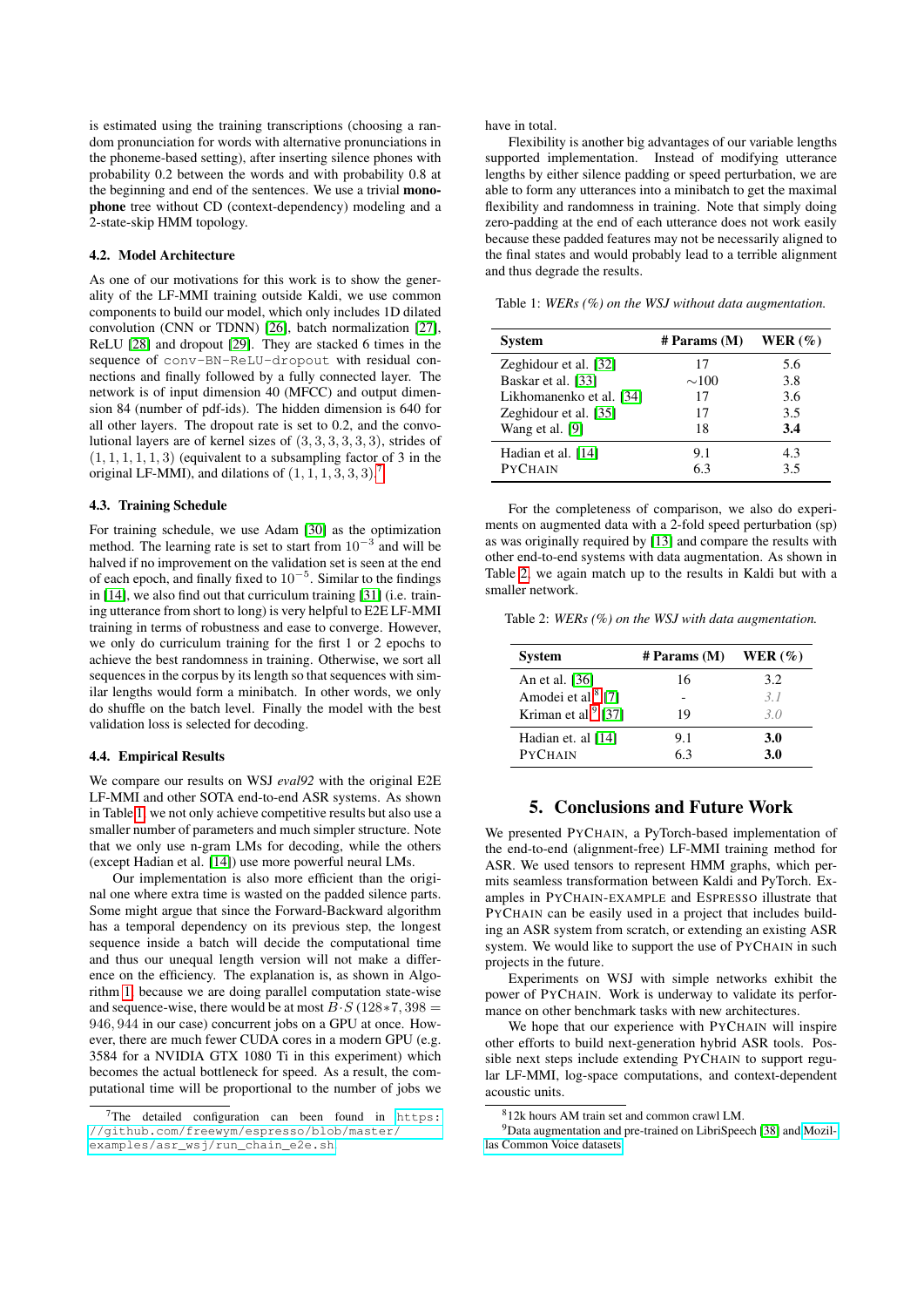is estimated using the training transcriptions (choosing a random pronunciation for words with alternative pronunciations in the phoneme-based setting), after inserting silence phones with probability 0.2 between the words and with probability 0.8 at the beginning and end of the sentences. We use a trivial **monophone** tree without CD (context-dependency) modeling and a 2-state-skip HMM topology.

### 4.2. Model Architecture

As one of our motivations for this work is to show the generality of the LF-MMI training outside Kaldi, we use common components to build our model, which only includes 1D dilated convolution (CNN or TDNN) [26], batch normalization [27], ReLU [28] and dropout [29]. They are stacked 6 times in the sequence of `conv-BN-ReLU-dropout` with residual connections and finally followed by a fully connected layer. The network is of input dimension 40 (MFCC) and output dimension 84 (number of pdf-ids). The hidden dimension is 640 for all other layers. The dropout rate is set to 0.2, and the convolutional layers are of kernel sizes of $(3, 3, 3, 3, 3, 3)$, strides of $(1, 1, 1, 1, 1, 3)$ (equivalent to a subsampling factor of 3 in the original LF-MMI), and dilations of $(1, 1, 1, 3, 3, 3)$.[7]

### 4.3. Training Schedule

For training schedule, we use Adam [30] as the optimization method. The learning rate is set to start from $10^{-3}$ and will be halved if no improvement on the validation set is seen at the end of each epoch, and finally fixed to $10^{-5}$. Similar to the findings in [14], we also find out that curriculum training [31] (i.e. training utterance from short to long) is very helpful to E2E LF-MMI training in terms of robustness and ease to converge. However, we only do curriculum training for the first 1 or 2 epochs to achieve the best randomness in training. Otherwise, we sort all sequences in the corpus by its length so that sequences with similar lengths would form a minibatch. In other words, we only do shuffle on the batch level. Finally the model with the best validation loss is selected for decoding.

### 4.4. Empirical Results

We compare our results on WSJ *eval92* with the original E2E LF-MMI and other SOTA end-to-end ASR systems. As shown in Table 1, we not only achieve competitive results but also use a smaller number of parameters and much simpler structure. Note that we only use n-gram LMs for decoding, while the others (except Hadian et al. [14]) use more powerful neural LMs.

Our implementation is also more efficient than the original one where extra time is wasted on the padded silence parts. Some might argue that since the Forward-Backward algorithm has a temporal dependency on its previous step, the longest sequence inside a batch will decide the computational time and thus our unequal length version will not make a difference on the efficiency. The explanation is, as shown in Algorithm 1, because we are doing parallel computation state-wise and sequence-wise, there would be at most $B \cdot S$ $(128 * 7, 398 = 946, 944$ in our case) concurrent jobs on a GPU at once. However, there are much fewer CUDA cores in a modern GPU (e.g. 3584 for a NVIDIA GTX 1080 Ti in this experiment) which becomes the actual bottleneck for speed. As a result, the computational time will be proportional to the number of jobs we have in total.

Flexibility is another big advantages of our variable lengths supported implementation. Instead of modifying utterance lengths by either silence padding or speed perturbation, we are able to form any utterances into a minibatch to get the maximal flexibility and randomness in training. Note that simply doing zero-padding at the end of each utterance does not work easily because these padded features may not be necessarily aligned to the final states and would probably lead to a terrible alignment and thus degrade the results.

Table 1: *WERs (%) on the WSJ without data augmentation.*

| System | # Params (M) | WER (%) |
|---|---|---|
| Zeghidour et al. [32] | 17 | 5.6 |
| Baskar et al. [33] | ∼100 | 3.8 |
| Likhomanenko et al. [34] | 17 | 3.6 |
| Zeghidour et al. [35] | 17 | 3.5 |
| Wang et al. [9] | 18 | **3.4** |
| Hadian et al. [14] | 9.1 | 4.3 |
| PyChain | 6.3 | 3.5 |

For the completeness of comparison, we also do experiments on augmented data with a 2-fold speed perturbation (sp) as was originally required by [13] and compare the results with other end-to-end systems with data augmentation. As shown in Table 2, we again match up to the results in Kaldi but with a smaller network.

Table 2: *WERs (%) on the WSJ with data augmentation.*

| System | # Params (M) | WER (%) |
|---|---|---|
| An et al. [36] | 16 | 3.2 |
| Amodei et al.[8] [7] | - | *3.1* |
| Kriman et al.[9] [37] | 19 | *3.0* |
| Hadian et. al [14] | 9.1 | **3.0** |
| PyChain | 6.3 | **3.0** |

## 5. Conclusions and Future Work

We presented PyChain, a PyTorch-based implementation of the end-to-end (alignment-free) LF-MMI training method for ASR. We used tensors to represent HMM graphs, which permits seamless transformation between Kaldi and PyTorch. Examples in PyChain-Example and Espresso illustrate that PyChain can be easily used in a project that includes building an ASR system from scratch, or extending an existing ASR system. We would like to support the use of PyChain in such projects in the future.

Experiments on WSJ with simple networks exhibit the power of PyChain. Work is underway to validate its performance on other benchmark tasks with new architectures.

We hope that our experience with PyChain will inspire other efforts to build next-generation hybrid ASR tools. Possible next steps include extending PyChain to support regular LF-MMI, log-space computations, and context-dependent acoustic units.

[7] The detailed configuration can been found in https://github.com/freewym/espresso/blob/master/examples/asr_wsj/run_chain_e2e.sh

[8] 12k hours AM train set and common crawl LM.

[9] Data augmentation and pre-trained on LibriSpeech [38] and Mozillas Common Voice datasets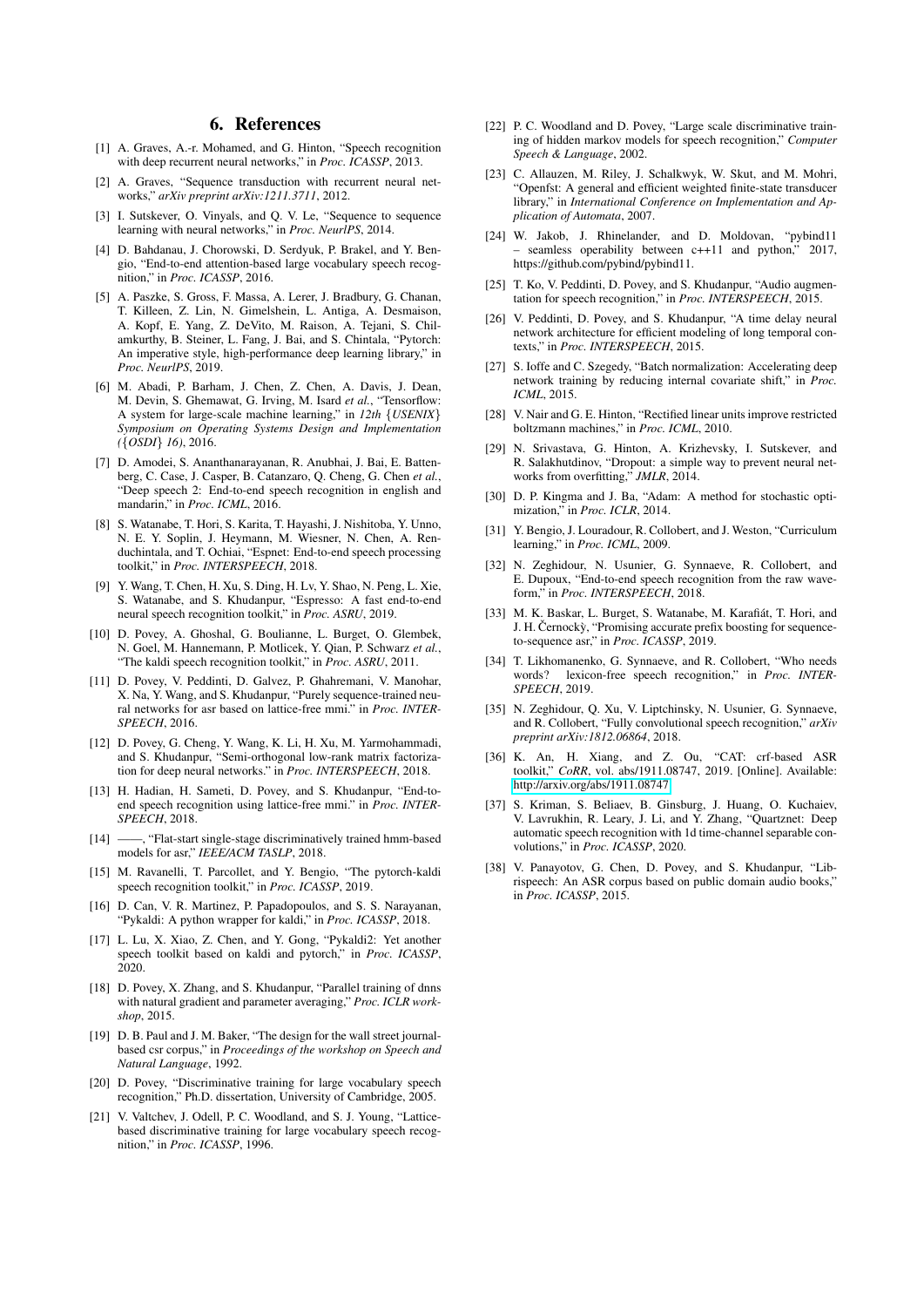# 6. References

[1] A. Graves, A.-r. Mohamed, and G. Hinton, "Speech recognition with deep recurrent neural networks," in *Proc. ICASSP*, 2013.

[2] A. Graves, "Sequence transduction with recurrent neural networks," *arXiv preprint arXiv:1211.3711*, 2012.

[3] I. Sutskever, O. Vinyals, and Q. V. Le, "Sequence to sequence learning with neural networks," in *Proc. NeurIPS*, 2014.

[4] D. Bahdanau, J. Chorowski, D. Serdyuk, P. Brakel, and Y. Bengio, "End-to-end attention-based large vocabulary speech recognition," in *Proc. ICASSP*, 2016.

[5] A. Paszke, S. Gross, F. Massa, A. Lerer, J. Bradbury, G. Chanan, T. Killeen, Z. Lin, N. Gimelshein, L. Antiga, A. Desmaison, A. Kopf, E. Yang, Z. DeVito, M. Raison, A. Tejani, S. Chilamkurthy, B. Steiner, L. Fang, J. Bai, and S. Chintala, "Pytorch: An imperative style, high-performance deep learning library," in *Proc. NeurIPS*, 2019.

[6] M. Abadi, P. Barham, J. Chen, Z. Chen, A. Davis, J. Dean, M. Devin, S. Ghemawat, G. Irving, M. Isard *et al.*, "Tensorflow: A system for large-scale machine learning," in *12th {USENIX} Symposium on Operating Systems Design and Implementation ({OSDI} 16)*, 2016.

[7] D. Amodei, S. Ananthanarayanan, R. Anubhai, J. Bai, E. Battenberg, C. Case, J. Casper, B. Catanzaro, Q. Cheng, G. Chen *et al.*, "Deep speech 2: End-to-end speech recognition in english and mandarin," in *Proc. ICML*, 2016.

[8] S. Watanabe, T. Hori, S. Karita, T. Hayashi, J. Nishitoba, Y. Unno, N. E. Y. Soplin, J. Heymann, M. Wiesner, N. Chen, A. Renduchintala, and T. Ochiai, "Espnet: End-to-end speech processing toolkit," in *Proc. INTERSPEECH*, 2018.

[9] Y. Wang, T. Chen, H. Xu, S. Ding, H. Lv, Y. Shao, N. Peng, L. Xie, S. Watanabe, and S. Khudanpur, "Espresso: A fast end-to-end neural speech recognition toolkit," in *Proc. ASRU*, 2019.

[10] D. Povey, A. Ghoshal, G. Boulianne, L. Burget, O. Glembek, N. Goel, M. Hannemann, P. Motlicek, Y. Qian, P. Schwarz *et al.*, "The kaldi speech recognition toolkit," in *Proc. ASRU*, 2011.

[11] D. Povey, V. Peddinti, D. Galvez, P. Ghahremani, V. Manohar, X. Na, Y. Wang, and S. Khudanpur, "Purely sequence-trained neural networks for asr based on lattice-free mmi." in *Proc. INTERSPEECH*, 2016.

[12] D. Povey, G. Cheng, Y. Wang, K. Li, H. Xu, M. Yarmohammadi, and S. Khudanpur, "Semi-orthogonal low-rank matrix factorization for deep neural networks." in *Proc. INTERSPEECH*, 2018.

[13] H. Hadian, H. Sameti, D. Povey, and S. Khudanpur, "End-to-end speech recognition using lattice-free mmi." in *Proc. INTERSPEECH*, 2018.

[14] ——, "Flat-start single-stage discriminatively trained hmm-based models for asr," *IEEE/ACM TASLP*, 2018.

[15] M. Ravanelli, T. Parcollet, and Y. Bengio, "The pytorch-kaldi speech recognition toolkit," in *Proc. ICASSP*, 2019.

[16] D. Can, V. R. Martinez, P. Papadopoulos, and S. S. Narayanan, "Pykaldi: A python wrapper for kaldi," in *Proc. ICASSP*, 2018.

[17] L. Lu, X. Xiao, Z. Chen, and Y. Gong, "Pykaldi2: Yet another speech toolkit based on kaldi and pytorch," in *Proc. ICASSP*, 2020.

[18] D. Povey, X. Zhang, and S. Khudanpur, "Parallel training of dnns with natural gradient and parameter averaging," *Proc. ICLR workshop*, 2015.

[19] D. B. Paul and J. M. Baker, "The design for the wall street journal-based csr corpus," in *Proceedings of the workshop on Speech and Natural Language*, 1992.

[20] D. Povey, "Discriminative training for large vocabulary speech recognition," Ph.D. dissertation, University of Cambridge, 2005.

[21] V. Valtchev, J. Odell, P. C. Woodland, and S. J. Young, "Lattice-based discriminative training for large vocabulary speech recognition," in *Proc. ICASSP*, 1996.

[22] P. C. Woodland and D. Povey, "Large scale discriminative training of hidden markov models for speech recognition," *Computer Speech & Language*, 2002.

[23] C. Allauzen, M. Riley, J. Schalkwyk, W. Skut, and M. Mohri, "Openfst: A general and efficient weighted finite-state transducer library," in *International Conference on Implementation and Application of Automata*, 2007.

[24] W. Jakob, J. Rhinelander, and D. Moldovan, "pybind11 – seamless operability between c++11 and python," 2017, https://github.com/pybind/pybind11.

[25] T. Ko, V. Peddinti, D. Povey, and S. Khudanpur, "Audio augmentation for speech recognition," in *Proc. INTERSPEECH*, 2015.

[26] V. Peddinti, D. Povey, and S. Khudanpur, "A time delay neural network architecture for efficient modeling of long temporal contexts," in *Proc. INTERSPEECH*, 2015.

[27] S. Ioffe and C. Szegedy, "Batch normalization: Accelerating deep network training by reducing internal covariate shift," in *Proc. ICML*, 2015.

[28] V. Nair and G. E. Hinton, "Rectified linear units improve restricted boltzmann machines," in *Proc. ICML*, 2010.

[29] N. Srivastava, G. Hinton, A. Krizhevsky, I. Sutskever, and R. Salakhutdinov, "Dropout: a simple way to prevent neural networks from overfitting," *JMLR*, 2014.

[30] D. P. Kingma and J. Ba, "Adam: A method for stochastic optimization," in *Proc. ICLR*, 2014.

[31] Y. Bengio, J. Louradour, R. Collobert, and J. Weston, "Curriculum learning," in *Proc. ICML*, 2009.

[32] N. Zeghidour, N. Usunier, G. Synnaeve, R. Collobert, and E. Dupoux, "End-to-end speech recognition from the raw waveform," in *Proc. INTERSPEECH*, 2018.

[33] M. K. Baskar, L. Burget, S. Watanabe, M. Karafiát, T. Hori, and J. H. Černockỳ, "Promising accurate prefix boosting for sequence-to-sequence asr," in *Proc. ICASSP*, 2019.

[34] T. Likhomanenko, G. Synnaeve, and R. Collobert, "Who needs words? lexicon-free speech recognition," in *Proc. INTERSPEECH*, 2019.

[35] N. Zeghidour, Q. Xu, V. Liptchinsky, N. Usunier, G. Synnaeve, and R. Collobert, "Fully convolutional speech recognition," *arXiv preprint arXiv:1812.06864*, 2018.

[36] K. An, H. Xiang, and Z. Ou, "CAT: crf-based ASR toolkit," *CoRR*, vol. abs/1911.08747, 2019. [Online]. Available: http://arxiv.org/abs/1911.08747

[37] S. Kriman, S. Beliaev, B. Ginsburg, J. Huang, O. Kuchaiev, V. Lavrukhin, R. Leary, J. Li, and Y. Zhang, "Quartznet: Deep automatic speech recognition with 1d time-channel separable convolutions," in *Proc. ICASSP*, 2020.

[38] V. Panayotov, G. Chen, D. Povey, and S. Khudanpur, "Librispeech: An ASR corpus based on public domain audio books," in *Proc. ICASSP*, 2015.